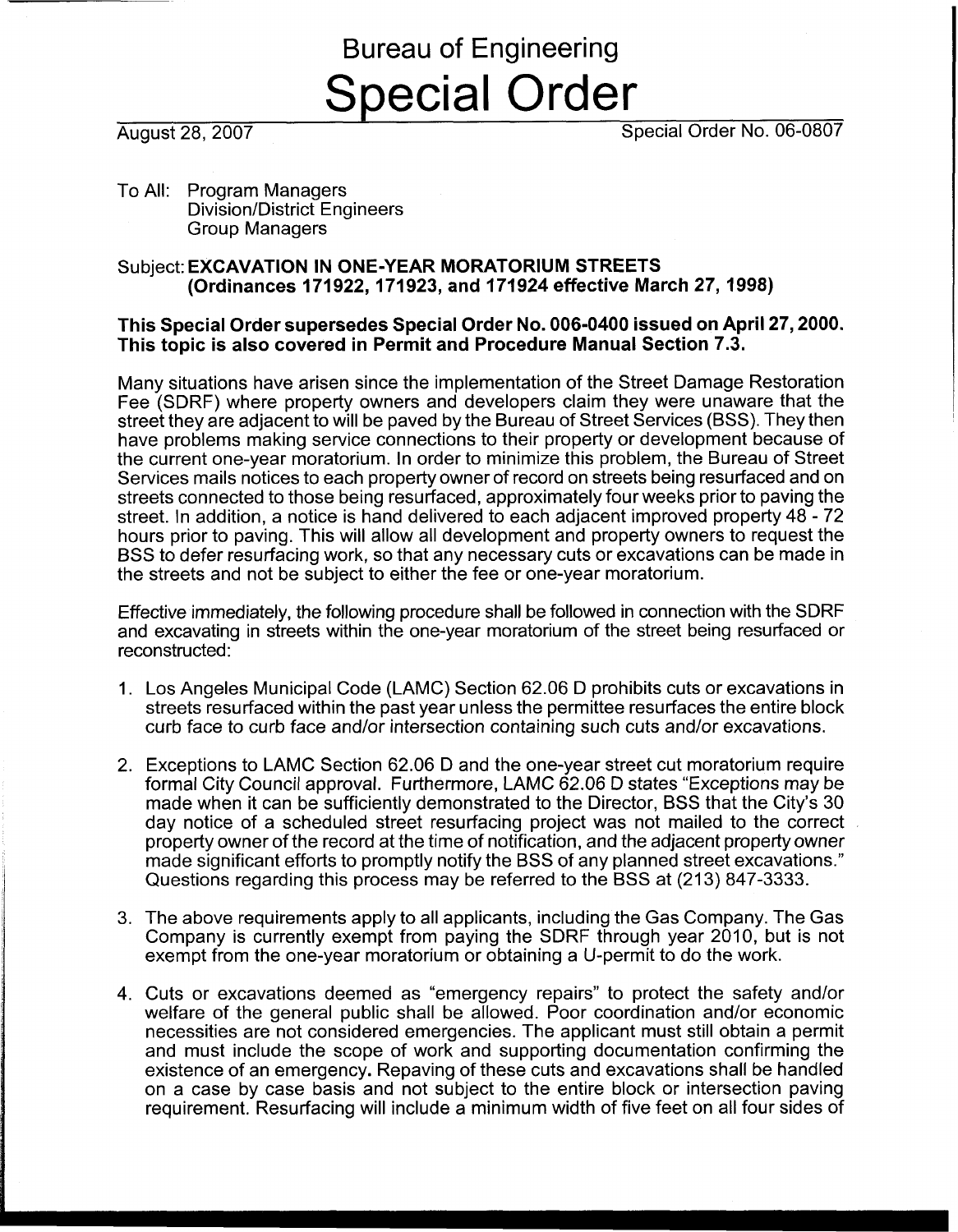# Bureau of Engineering

# Special Order

August 28, 2007 Special Order No. 06-0807

To All: Program Managers
Division/District Engineers
Group Managers

Subject: **EXCAVATION IN ONE-YEAR MORATORIUM STREETS (Ordinances 171922, 171923, and 171924 effective March 27, 1998)**

**This Special Order supersedes Special Order No. 006-0400 issued on April 27, 2000. This topic is also covered in Permit and Procedure Manual Section 7.3.**

Many situations have arisen since the implementation of the Street Damage Restoration Fee (SDRF) where property owners and developers claim they were unaware that the street they are adjacent to will be paved by the Bureau of Street Services (BSS). They then have problems making service connections to their property or development because of the current one-year moratorium. In order to minimize this problem, the Bureau of Street Services mails notices to each property owner of record on streets being resurfaced and on streets connected to those being resurfaced, approximately four weeks prior to paving the street. In addition, a notice is hand delivered to each adjacent improved property 48 - 72 hours prior to paving. This will allow all development and property owners to request the BSS to defer resurfacing work, so that any necessary cuts or excavations can be made in the streets and not be subject to either the fee or one-year moratorium.

Effective immediately, the following procedure shall be followed in connection with the SDRF and excavating in streets within the one-year moratorium of the street being resurfaced or reconstructed:

1. Los Angeles Municipal Code (LAMC) Section 62.06 D prohibits cuts or excavations in streets resurfaced within the past year unless the permittee resurfaces the entire block curb face to curb face and/or intersection containing such cuts and/or excavations.

2. Exceptions to LAMC Section 62.06 D and the one-year street cut moratorium require formal City Council approval. Furthermore, LAMC 62.06 D states "Exceptions may be made when it can be sufficiently demonstrated to the Director, BSS that the City's 30 day notice of a scheduled street resurfacing project was not mailed to the correct property owner of the record at the time of notification, and the adjacent property owner made significant efforts to promptly notify the BSS of any planned street excavations." Questions regarding this process may be referred to the BSS at (213) 847-3333.

3. The above requirements apply to all applicants, including the Gas Company. The Gas Company is currently exempt from paying the SDRF through year 2010, but is not exempt from the one-year moratorium or obtaining a U-permit to do the work.

4. Cuts or excavations deemed as "emergency repairs" to protect the safety and/or welfare of the general public shall be allowed. Poor coordination and/or economic necessities are not considered emergencies. The applicant must still obtain a permit and must include the scope of work and supporting documentation confirming the existence of an emergency. Repaving of these cuts and excavations shall be handled on a case by case basis and not subject to the entire block or intersection paving requirement. Resurfacing will include a minimum width of five feet on all four sides of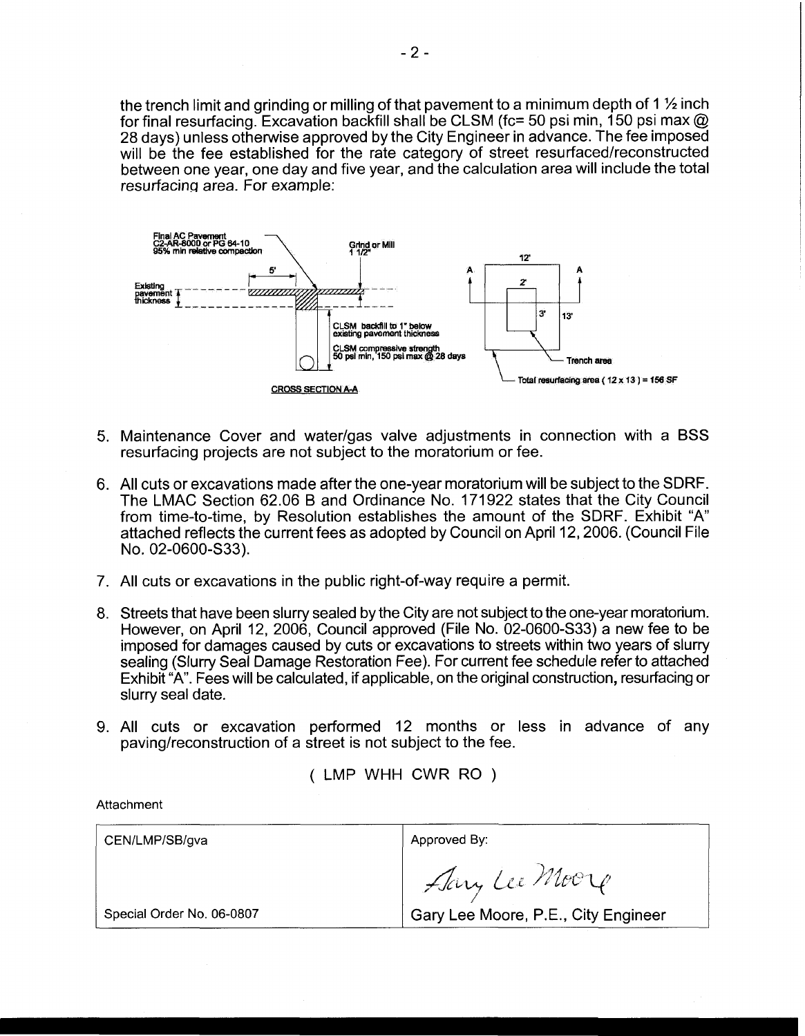the trench limit and grinding or milling of that pavement to a minimum depth of 1 ½ inch for final resurfacing. Excavation backfill shall be CLSM (fc= 50 psi min, 150 psi max @ 28 days) unless otherwise approved by the City Engineer in advance. The fee imposed will be the fee established for the rate category of street resurfaced/reconstructed between one year, one day and five year, and the calculation area will include the total resurfacing area. For example:

Final AC Pavement
C2-AR-8000 or PG 64-10
95% min relative compaction

Grind or Mill
1 1/2"

5'

Existing pavement thickness

CLSM backfill to 1" below existing pavement thickness

CLSM compressive strength
50 psi min, 150 psi max @ 28 days

CROSS SECTION A-A

12'

2'

3'

13'

Trench area

Total resurfacing area ( 12 x 13 ) = 156 SF

5. Maintenance Cover and water/gas valve adjustments in connection with a BSS resurfacing projects are not subject to the moratorium or fee.

6. All cuts or excavations made after the one-year moratorium will be subject to the SDRF. The LMAC Section 62.06 B and Ordinance No. 171922 states that the City Council from time-to-time, by Resolution establishes the amount of the SDRF. Exhibit "A" attached reflects the current fees as adopted by Council on April 12, 2006. (Council File No. 02-0600-S33).

7. All cuts or excavations in the public right-of-way require a permit.

8. Streets that have been slurry sealed by the City are not subject to the one-year moratorium. However, on April 12, 2006, Council approved (File No. 02-0600-S33) a new fee to be imposed for damages caused by cuts or excavations to streets within two years of slurry sealing (Slurry Seal Damage Restoration Fee). For current fee schedule refer to attached Exhibit "A". Fees will be calculated, if applicable, on the original construction, resurfacing or slurry seal date.

9. All cuts or excavation performed 12 months or less in advance of any paving/reconstruction of a street is not subject to the fee.

( LMP WHH CWR RO )

Attachment

| CEN/LMP/SB/gva | Approved By: |
|---|---|
| | *Gary Lee Moore* |
| Special Order No. 06-0807 | Gary Lee Moore, P.E., City Engineer |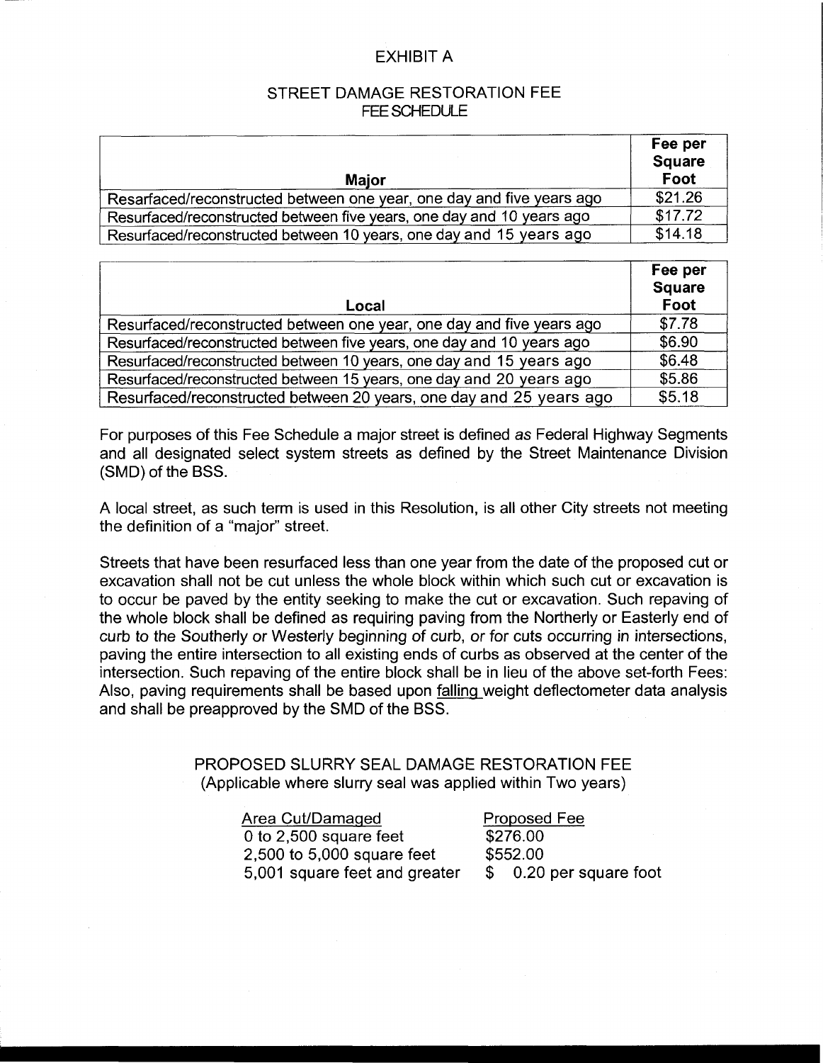# EXHIBIT A

## STREET DAMAGE RESTORATION FEE
## FEE SCHEDULE

| Major | Fee per Square Foot |
|---|---|
| Resarfaced/reconstructed between one year, one day and five years ago | $21.26 |
| Resurfaced/reconstructed between five years, one day and 10 years ago | $17.72 |
| Resurfaced/reconstructed between 10 years, one day and 15 years ago | $14.18 |

| Local | Fee per Square Foot |
|---|---|
| Resurfaced/reconstructed between one year, one day and five years ago | $7.78 |
| Resurfaced/reconstructed between five years, one day and 10 years ago | $6.90 |
| Resurfaced/reconstructed between 10 years, one day and 15 years ago | $6.48 |
| Resurfaced/reconstructed between 15 years, one day and 20 years ago | $5.86 |
| Resurfaced/reconstructed between 20 years, one day and 25 years ago | $5.18 |

For purposes of this Fee Schedule a major street is defined *as* Federal Highway Segments and all designated select system streets as defined by the Street Maintenance Division (SMD) of the BSS.

A local street, as such term is used in this Resolution, is all other City streets not meeting the definition of a "major" street.

Streets that have been resurfaced less than one year from the date of the proposed cut or excavation shall not be cut unless the whole block within which such cut or excavation is to occur be paved by the entity seeking to make the cut or excavation. Such repaving of the whole block shall be defined as requiring paving from the Northerly or Easterly end of curb to the Southerly or Westerly beginning of curb, or for cuts occurring in intersections, paving the entire intersection to all existing ends of curbs as observed at the center of the intersection. Such repaving of the entire block shall be in lieu of the above set-forth Fees: Also, paving requirements shall be based upon <u>falling</u> weight deflectometer data analysis and shall be preapproved by the SMD of the BSS.

### PROPOSED SLURRY SEAL DAMAGE RESTORATION FEE
(Applicable where slurry seal was applied within Two years)

| Area Cut/Damaged | Proposed Fee |
|---|---|
| 0 to 2,500 square feet | $276.00 |
| 2,500 to 5,000 square feet | $552.00 |
| 5,001 square feet and greater | $ 0.20 per square foot |